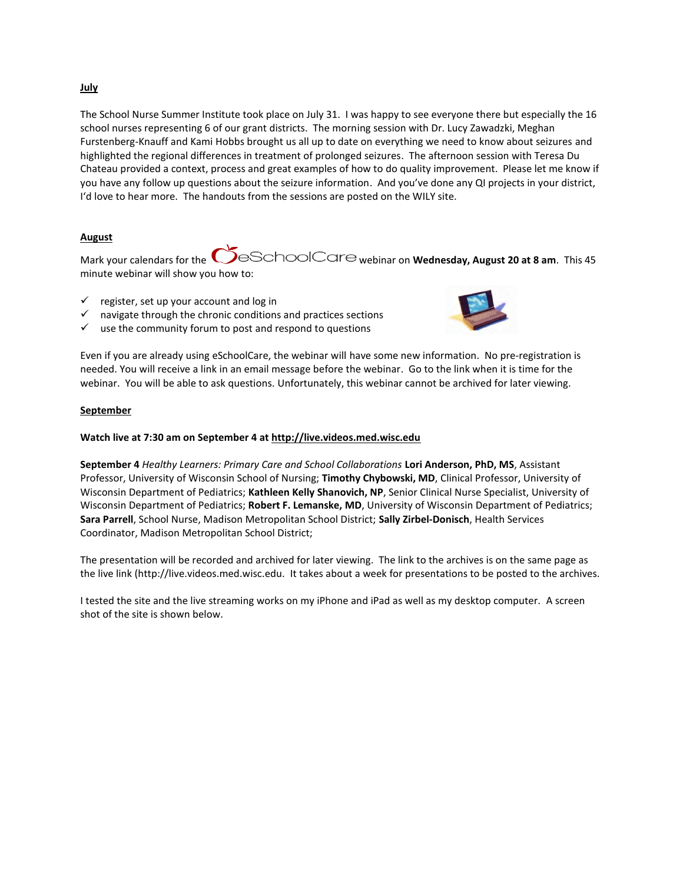**<u>July</u>**

The School Nurse Summer Institute took place on July 31. I was happy to see everyone there but especially the 16 school nurses representing 6 of our grant districts. The morning session with Dr. Lucy Zawadzki, Meghan Furstenberg-Knauff and Kami Hobbs brought us all up to date on everything we need to know about seizures and highlighted the regional differences in treatment of prolonged seizures. The afternoon session with Teresa Du Chateau provided a context, process and great examples of how to do quality improvement. Please let me know if you have any follow up questions about the seizure information. And you've done any QI projects in your district, I'd love to hear more. The handouts from the sessions are posted on the WILY site.

**<u>August</u>**

Mark your calendars for the eSchoolCare webinar on **Wednesday, August 20 at 8 am**. This 45 minute webinar will show you how to:

- ✓ register, set up your account and log in
- ✓ navigate through the chronic conditions and practices sections
- ✓ use the community forum to post and respond to questions

Even if you are already using eSchoolCare, the webinar will have some new information. No pre-registration is needed. You will receive a link in an email message before the webinar. Go to the link when it is time for the webinar. You will be able to ask questions. Unfortunately, this webinar cannot be archived for later viewing.

**<u>September</u>**

**Watch live at 7:30 am on September 4 at <u>http://live.videos.med.wisc.edu</u>**

**September 4** *Healthy Learners: Primary Care and School Collaborations* **Lori Anderson, PhD, MS**, Assistant Professor, University of Wisconsin School of Nursing; **Timothy Chybowski, MD**, Clinical Professor, University of Wisconsin Department of Pediatrics; **Kathleen Kelly Shanovich, NP**, Senior Clinical Nurse Specialist, University of Wisconsin Department of Pediatrics; **Robert F. Lemanske, MD**, University of Wisconsin Department of Pediatrics; **Sara Parrell**, School Nurse, Madison Metropolitan School District; **Sally Zirbel-Donisch**, Health Services Coordinator, Madison Metropolitan School District;

The presentation will be recorded and archived for later viewing. The link to the archives is on the same page as the live link (http://live.videos.med.wisc.edu. It takes about a week for presentations to be posted to the archives.

I tested the site and the live streaming works on my iPhone and iPad as well as my desktop computer. A screen shot of the site is shown below.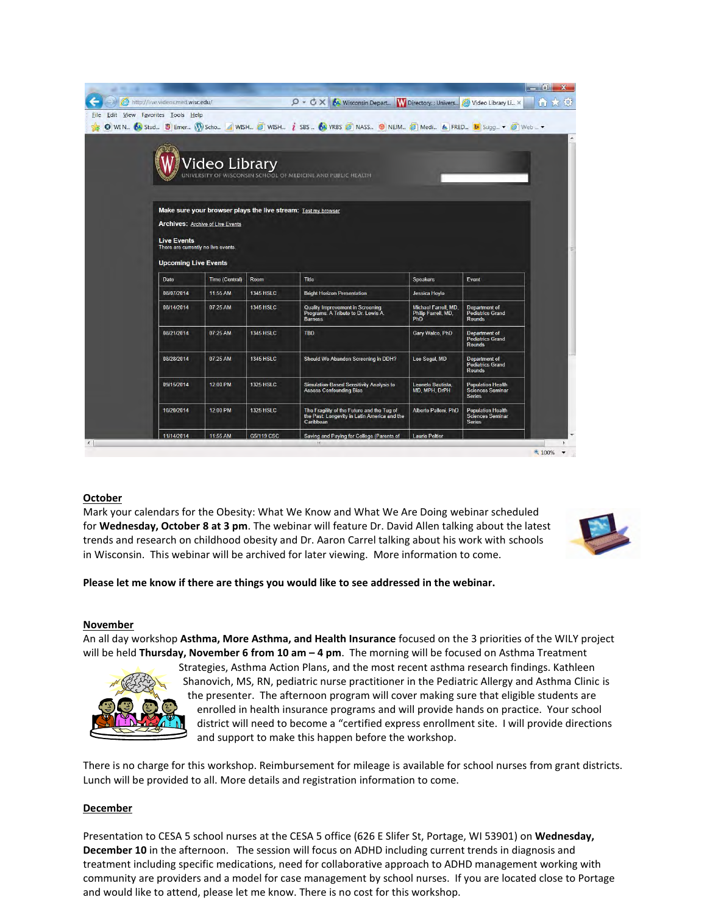Make sure your browser plays the live stream: Test my browser

Archives: Archive of Live Events

Live Events
There are currently no live events.

Upcoming Live Events

| Date | Time (Central) | Room | Title | Speakers | Event |
|---|---|---|---|---|---|
| 08/07/2014 | 11:55 AM | 1345 HSLC | Bright Horizon Presentation | Jessica Hoyle | |
| 08/14/2014 | 07:25 AM | 1345 HSLC | Quality Improvement in Screening Programs: A Tribute to Dr. Lewis A. Barness | Michael Farrell, MD, Philip Farrell, MD, PhD | Department of Pediatrics Grand Rounds |
| 08/21/2014 | 07:25 AM | 1345 HSLC | TBD | Gary Walco, PhD | Department of Pediatrics Grand Rounds |
| 08/28/2014 | 07:25 AM | 1345 HSLC | Should We Abandon Screening In DDH? | Lee Segal, MD | Department of Pediatrics Grand Rounds |
| 09/15/2014 | 12:00 PM | 1325 HSLC | Simulation-Based Sensitivity Analysis to Assess Confounding Bias | Leonelo Bautista, MD, MPH, DrPH | Population Health Sciences Seminar Series |
| 10/20/2014 | 12:00 PM | 1325 HSLC | The Fragility of the Future and the Tug of the Past: Longevity in Latin America and the Caribbean | Alberto Palloni, PhD | Population Health Sciences Seminar Series |
| 11/14/2014 | 11:55 AM | G5/119 CSC | Saving and Paying for College (Parents of | Laurie Peltier | |

## October

Mark your calendars for the Obesity: What We Know and What We Are Doing webinar scheduled for **Wednesday, October 8 at 3 pm**. The webinar will feature Dr. David Allen talking about the latest trends and research on childhood obesity and Dr. Aaron Carrel talking about his work with schools in Wisconsin. This webinar will be archived for later viewing. More information to come.

**Please let me know if there are things you would like to see addressed in the webinar.**

## November

An all day workshop **Asthma, More Asthma, and Health Insurance** focused on the 3 priorities of the WILY project will be held **Thursday, November 6 from 10 am – 4 pm**. The morning will be focused on Asthma Treatment Strategies, Asthma Action Plans, and the most recent asthma research findings. Kathleen Shanovich, MS, RN, pediatric nurse practitioner in the Pediatric Allergy and Asthma Clinic is the presenter. The afternoon program will cover making sure that eligible students are enrolled in health insurance programs and will provide hands on practice. Your school district will need to become a "certified express enrollment site. I will provide directions and support to make this happen before the workshop.

There is no charge for this workshop. Reimbursement for mileage is available for school nurses from grant districts. Lunch will be provided to all. More details and registration information to come.

## December

Presentation to CESA 5 school nurses at the CESA 5 office (626 E Slifer St, Portage, WI 53901) on **Wednesday, December 10** in the afternoon. The session will focus on ADHD including current trends in diagnosis and treatment including specific medications, need for collaborative approach to ADHD management working with community are providers and a model for case management by school nurses. If you are located close to Portage and would like to attend, please let me know. There is no cost for this workshop.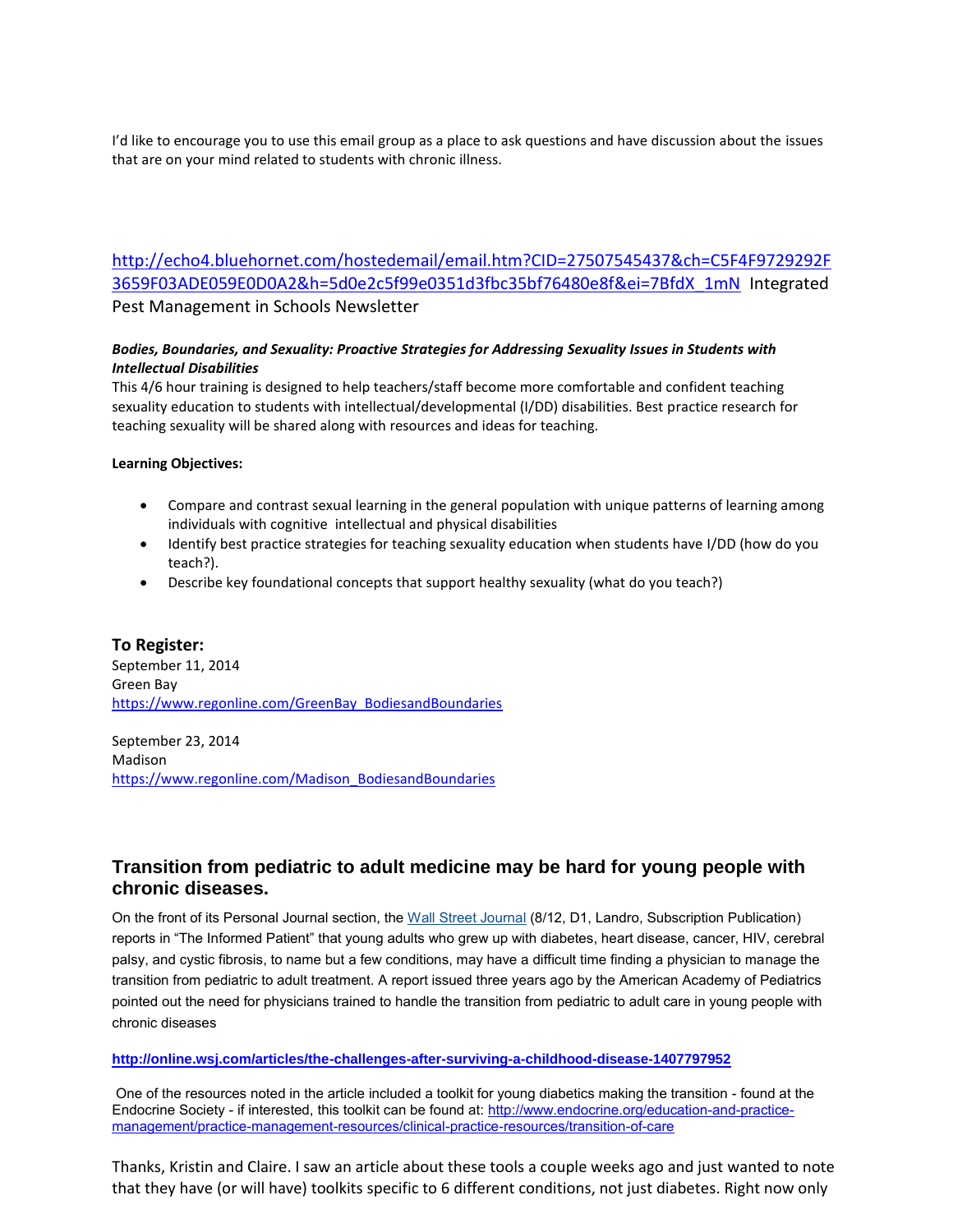I'd like to encourage you to use this email group as a place to ask questions and have discussion about the issues that are on your mind related to students with chronic illness.

http://echo4.bluehornet.com/hostedemail/email.htm?CID=27507545437&ch=C5F4F9729292F3659F03ADE059E0D0A2&h=5d0e2c5f99e0351d3fbc35bf76480e8f&ei=7BfdX_1mN Integrated Pest Management in Schools Newsletter

***Bodies, Boundaries, and Sexuality: Proactive Strategies for Addressing Sexuality Issues in Students with Intellectual Disabilities***

This 4/6 hour training is designed to help teachers/staff become more comfortable and confident teaching sexuality education to students with intellectual/developmental (I/DD) disabilities. Best practice research for teaching sexuality will be shared along with resources and ideas for teaching.

**Learning Objectives:**

- Compare and contrast sexual learning in the general population with unique patterns of learning among individuals with cognitive intellectual and physical disabilities
- Identify best practice strategies for teaching sexuality education when students have I/DD (how do you teach?).
- Describe key foundational concepts that support healthy sexuality (what do you teach?)

**To Register:**

September 11, 2014
Green Bay
https://www.regonline.com/GreenBay_BodiesandBoundaries

September 23, 2014
Madison
https://www.regonline.com/Madison_BodiesandBoundaries

## Transition from pediatric to adult medicine may be hard for young people with chronic diseases.

On the front of its Personal Journal section, the Wall Street Journal (8/12, D1, Landro, Subscription Publication) reports in "The Informed Patient" that young adults who grew up with diabetes, heart disease, cancer, HIV, cerebral palsy, and cystic fibrosis, to name but a few conditions, may have a difficult time finding a physician to manage the transition from pediatric to adult treatment. A report issued three years ago by the American Academy of Pediatrics pointed out the need for physicians trained to handle the transition from pediatric to adult care in young people with chronic diseases

**http://online.wsj.com/articles/the-challenges-after-surviving-a-childhood-disease-1407797952**

One of the resources noted in the article included a toolkit for young diabetics making the transition - found at the Endocrine Society - if interested, this toolkit can be found at: http://www.endocrine.org/education-and-practice-management/practice-management-resources/clinical-practice-resources/transition-of-care

Thanks, Kristin and Claire. I saw an article about these tools a couple weeks ago and just wanted to note that they have (or will have) toolkits specific to 6 different conditions, not just diabetes. Right now only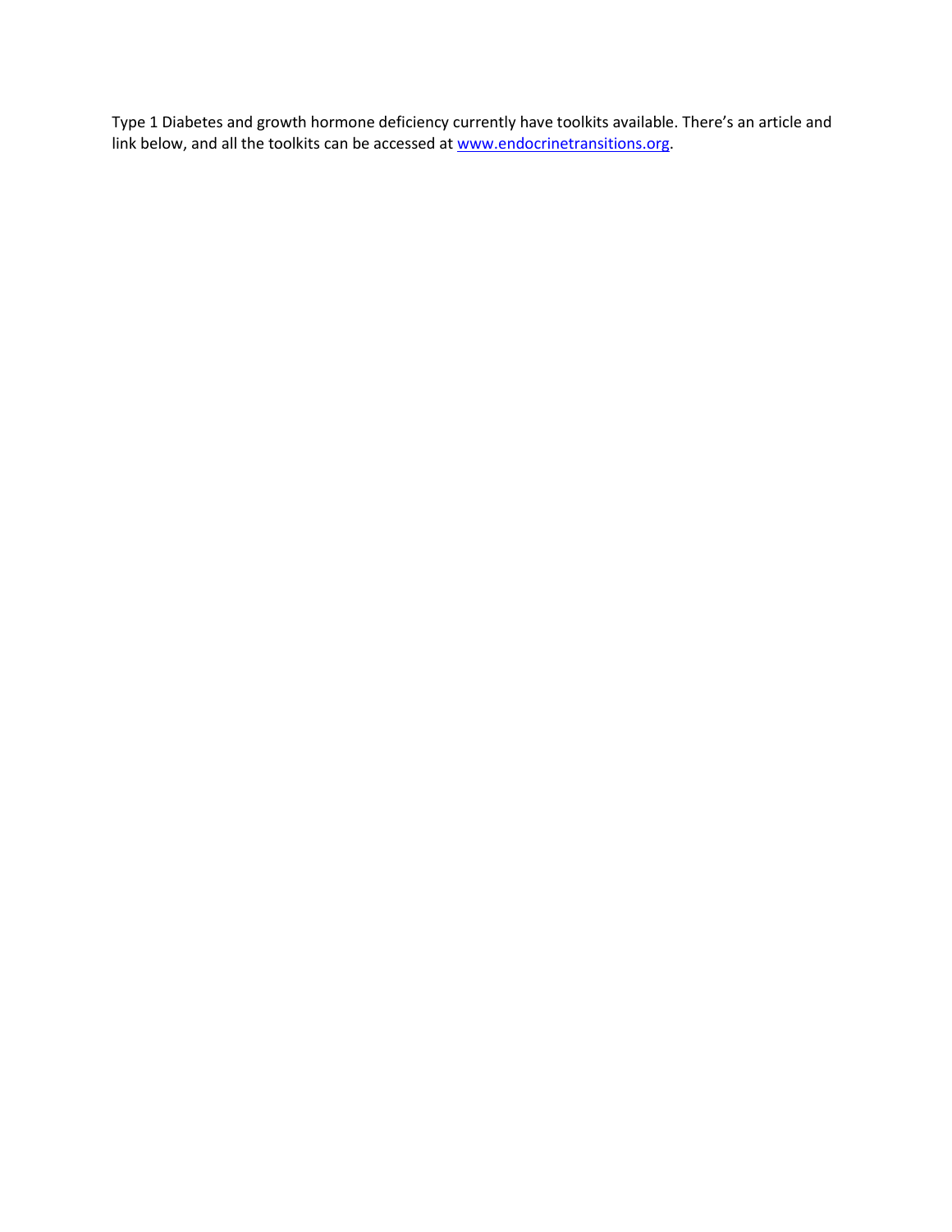Type 1 Diabetes and growth hormone deficiency currently have toolkits available. There's an article and link below, and all the toolkits can be accessed at [www.endocrinetransitions.org](http://www.endocrinetransitions.org).